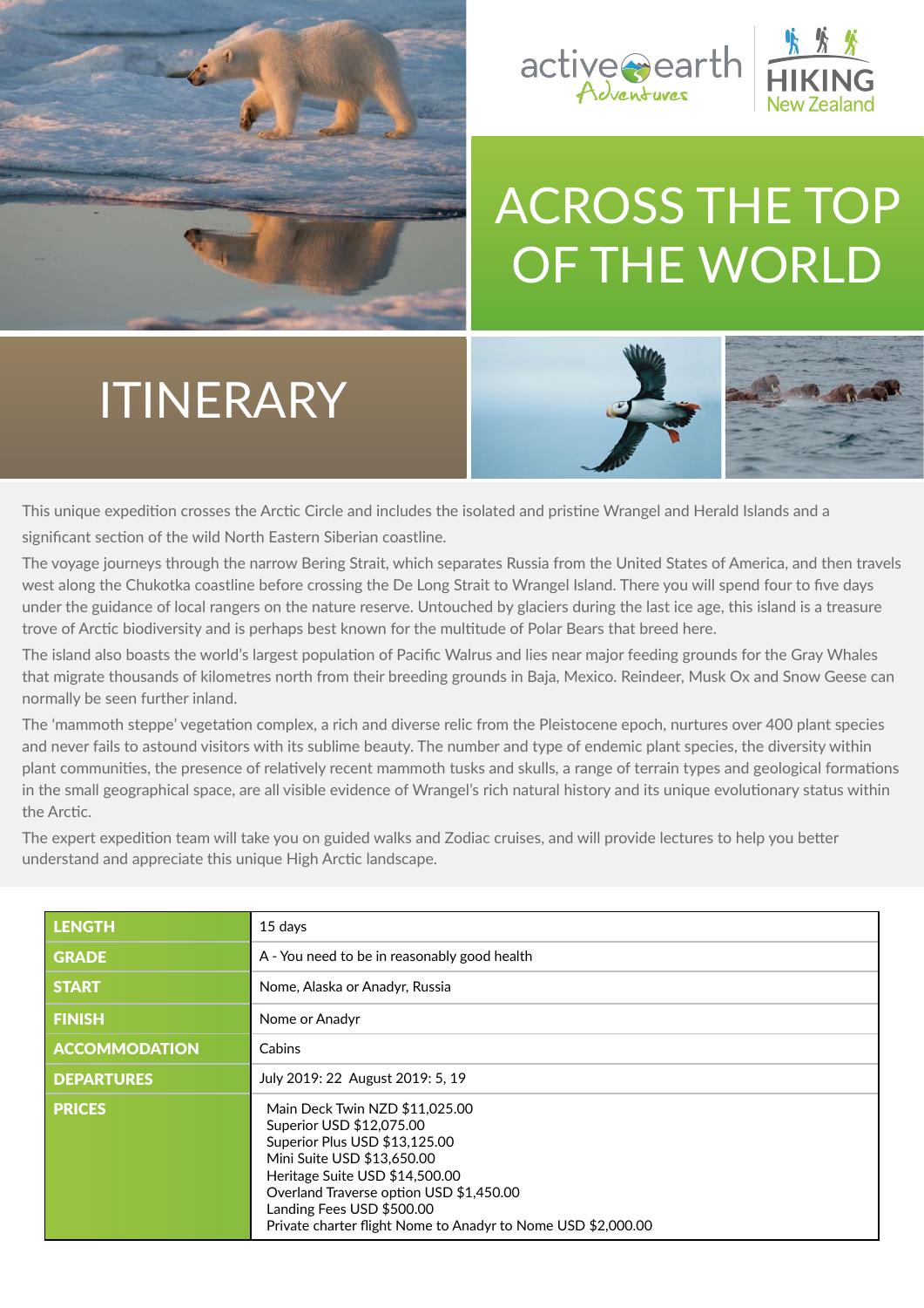active earth Adventures | HIKING New Zealand

# ACROSS THE TOP OF THE WORLD

## ITINERARY

This unique expedition crosses the Arctic Circle and includes the isolated and pristine Wrangel and Herald Islands and a significant section of the wild North Eastern Siberian coastline.

The voyage journeys through the narrow Bering Strait, which separates Russia from the United States of America, and then travels west along the Chukotka coastline before crossing the De Long Strait to Wrangel Island. There you will spend four to five days under the guidance of local rangers on the nature reserve. Untouched by glaciers during the last ice age, this island is a treasure trove of Arctic biodiversity and is perhaps best known for the multitude of Polar Bears that breed here.

The island also boasts the world's largest population of Pacific Walrus and lies near major feeding grounds for the Gray Whales that migrate thousands of kilometres north from their breeding grounds in Baja, Mexico. Reindeer, Musk Ox and Snow Geese can normally be seen further inland.

The 'mammoth steppe' vegetation complex, a rich and diverse relic from the Pleistocene epoch, nurtures over 400 plant species and never fails to astound visitors with its sublime beauty. The number and type of endemic plant species, the diversity within plant communities, the presence of relatively recent mammoth tusks and skulls, a range of terrain types and geological formations in the small geographical space, are all visible evidence of Wrangel's rich natural history and its unique evolutionary status within the Arctic.

The expert expedition team will take you on guided walks and Zodiac cruises, and will provide lectures to help you better understand and appreciate this unique High Arctic landscape.

| | |
|---|---|
| **LENGTH** | 15 days |
| **GRADE** | A - You need to be in reasonably good health |
| **START** | Nome, Alaska or Anadyr, Russia |
| **FINISH** | Nome or Anadyr |
| **ACCOMMODATION** | Cabins |
| **DEPARTURES** | July 2019: 22 August 2019: 5, 19 |
| **PRICES** | Main Deck Twin NZD $11,025.00<br>Superior USD $12,075.00<br>Superior Plus USD $13,125.00<br>Mini Suite USD $13,650.00<br>Heritage Suite USD $14,500.00<br>Overland Traverse option USD $1,450.00<br>Landing Fees USD $500.00<br>Private charter flight Nome to Anadyr to Nome USD $2,000.00 |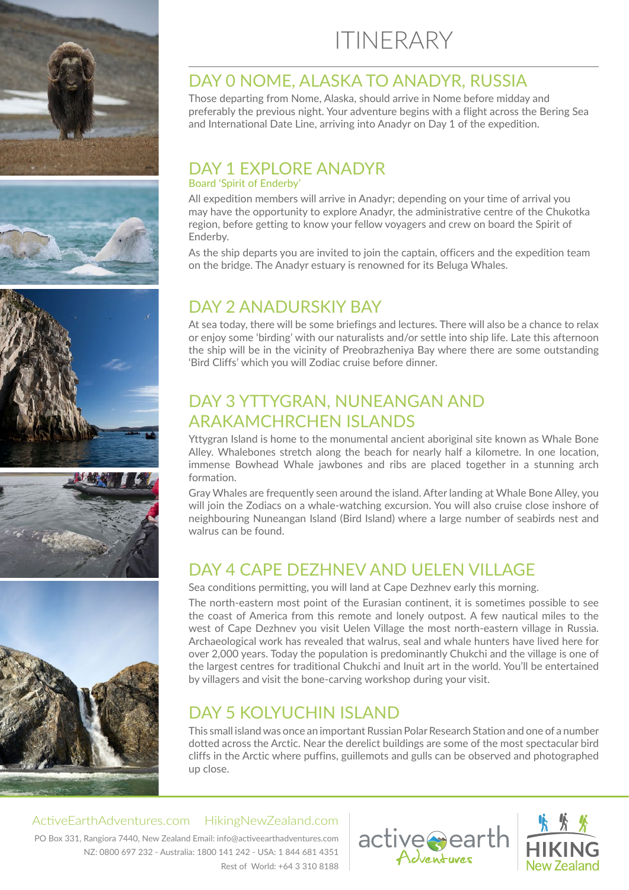# ITINERARY

## DAY 0 NOME, ALASKA TO ANADYR, RUSSIA

Those departing from Nome, Alaska, should arrive in Nome before midday and preferably the previous night. Your adventure begins with a flight across the Bering Sea and International Date Line, arriving into Anadyr on Day 1 of the expedition.

## DAY 1 EXPLORE ANADYR

### Board 'Spirit of Enderby'

All expedition members will arrive in Anadyr; depending on your time of arrival you may have the opportunity to explore Anadyr, the administrative centre of the Chukotka region, before getting to know your fellow voyagers and crew on board the Spirit of Enderby.

As the ship departs you are invited to join the captain, officers and the expedition team on the bridge. The Anadyr estuary is renowned for its Beluga Whales.

## DAY 2 ANADURSKIY BAY

At sea today, there will be some briefings and lectures. There will also be a chance to relax or enjoy some 'birding' with our naturalists and/or settle into ship life. Late this afternoon the ship will be in the vicinity of Preobrazheniya Bay where there are some outstanding 'Bird Cliffs' which you will Zodiac cruise before dinner.

## DAY 3 YTTYGRAN, NUNEANGAN AND ARAKAMCHRCHEN ISLANDS

Yttygran Island is home to the monumental ancient aboriginal site known as Whale Bone Alley. Whalebones stretch along the beach for nearly half a kilometre. In one location, immense Bowhead Whale jawbones and ribs are placed together in a stunning arch formation.

Gray Whales are frequently seen around the island. After landing at Whale Bone Alley, you will join the Zodiacs on a whale-watching excursion. You will also cruise close inshore of neighbouring Nuneangan Island (Bird Island) where a large number of seabirds nest and walrus can be found.

## DAY 4 CAPE DEZHNEV AND UELEN VILLAGE

Sea conditions permitting, you will land at Cape Dezhnev early this morning.

The north-eastern most point of the Eurasian continent, it is sometimes possible to see the coast of America from this remote and lonely outpost. A few nautical miles to the west of Cape Dezhnev you visit Uelen Village the most north-eastern village in Russia. Archaeological work has revealed that walrus, seal and whale hunters have lived here for over 2,000 years. Today the population is predominantly Chukchi and the village is one of the largest centres for traditional Chukchi and Inuit art in the world. You'll be entertained by villagers and visit the bone-carving workshop during your visit.

## DAY 5 KOLYUCHIN ISLAND

This small island was once an important Russian Polar Research Station and one of a number dotted across the Arctic. Near the derelict buildings are some of the most spectacular bird cliffs in the Arctic where puffins, guillemots and gulls can be observed and photographed up close.

ActiveEarthAdventures.com HikingNewZealand.com

PO Box 331, Rangiora 7440, New Zealand Email: info@activeearthadventures.com
NZ: 0800 697 232 - Australia: 1800 141 242 - USA: 1 844 681 4351
Rest of World: +64 3 310 8188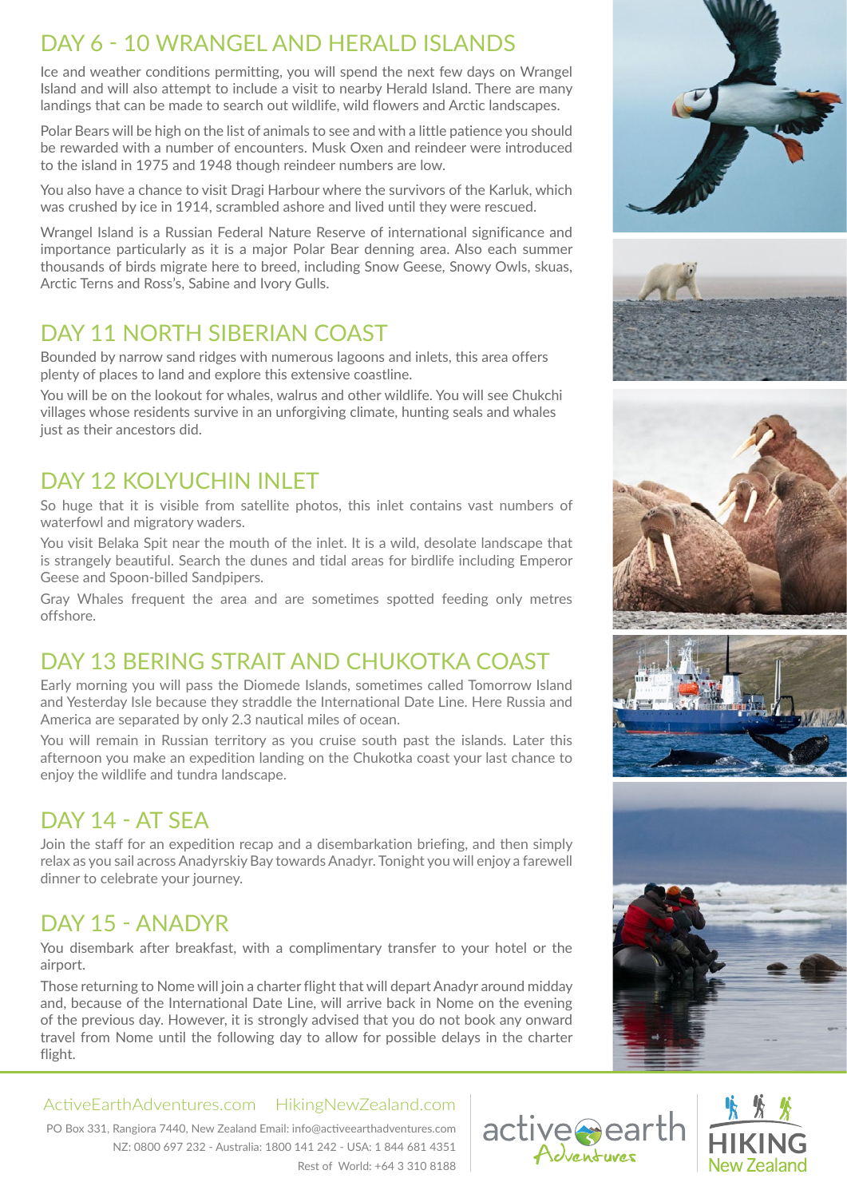## DAY 6 - 10 WRANGEL AND HERALD ISLANDS

Ice and weather conditions permitting, you will spend the next few days on Wrangel Island and will also attempt to include a visit to nearby Herald Island. There are many landings that can be made to search out wildlife, wild flowers and Arctic landscapes.

Polar Bears will be high on the list of animals to see and with a little patience you should be rewarded with a number of encounters. Musk Oxen and reindeer were introduced to the island in 1975 and 1948 though reindeer numbers are low.

You also have a chance to visit Dragi Harbour where the survivors of the Karluk, which was crushed by ice in 1914, scrambled ashore and lived until they were rescued.

Wrangel Island is a Russian Federal Nature Reserve of international significance and importance particularly as it is a major Polar Bear denning area. Also each summer thousands of birds migrate here to breed, including Snow Geese, Snowy Owls, skuas, Arctic Terns and Ross's, Sabine and Ivory Gulls.

## DAY 11 NORTH SIBERIAN COAST

Bounded by narrow sand ridges with numerous lagoons and inlets, this area offers plenty of places to land and explore this extensive coastline.

You will be on the lookout for whales, walrus and other wildlife. You will see Chukchi villages whose residents survive in an unforgiving climate, hunting seals and whales just as their ancestors did.

## DAY 12 KOLYUCHIN INLET

So huge that it is visible from satellite photos, this inlet contains vast numbers of waterfowl and migratory waders.

You visit Belaka Spit near the mouth of the inlet. It is a wild, desolate landscape that is strangely beautiful. Search the dunes and tidal areas for birdlife including Emperor Geese and Spoon-billed Sandpipers.

Gray Whales frequent the area and are sometimes spotted feeding only metres offshore.

## DAY 13 BERING STRAIT AND CHUKOTKA COAST

Early morning you will pass the Diomede Islands, sometimes called Tomorrow Island and Yesterday Isle because they straddle the International Date Line. Here Russia and America are separated by only 2.3 nautical miles of ocean.

You will remain in Russian territory as you cruise south past the islands. Later this afternoon you make an expedition landing on the Chukotka coast your last chance to enjoy the wildlife and tundra landscape.

## DAY 14 - AT SEA

Join the staff for an expedition recap and a disembarkation briefing, and then simply relax as you sail across Anadyrskiy Bay towards Anadyr. Tonight you will enjoy a farewell dinner to celebrate your journey.

## DAY 15 - ANADYR

You disembark after breakfast, with a complimentary transfer to your hotel or the airport.

Those returning to Nome will join a charter flight that will depart Anadyr around midday and, because of the International Date Line, will arrive back in Nome on the evening of the previous day. However, it is strongly advised that you do not book any onward travel from Nome until the following day to allow for possible delays in the charter flight.

ActiveEarthAdventures.com HikingNewZealand.com

PO Box 331, Rangiora 7440, New Zealand Email: info@activeearthadventures.com
NZ: 0800 697 232 - Australia: 1800 141 242 - USA: 1 844 681 4351
Rest of World: +64 3 310 8188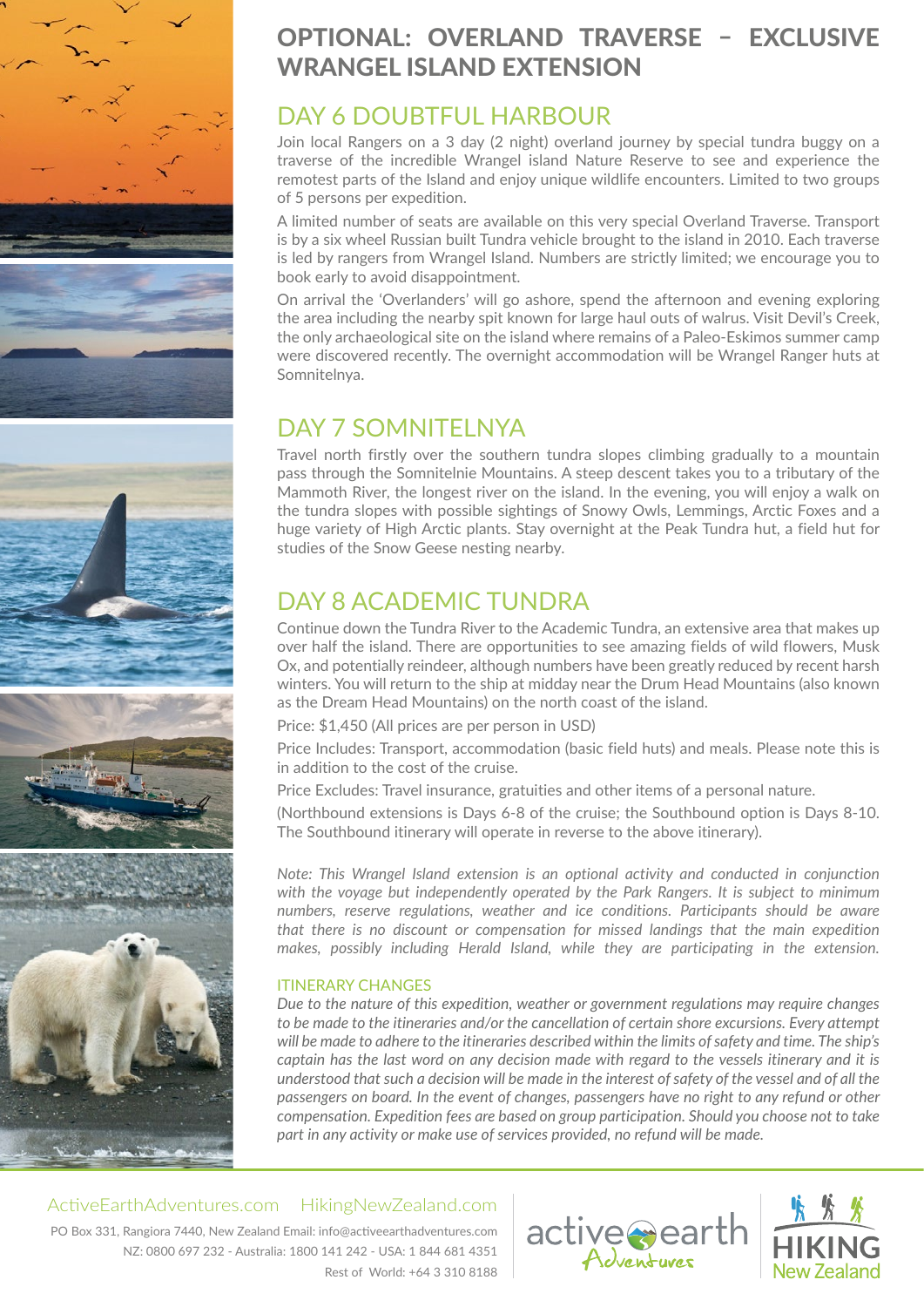# OPTIONAL: OVERLAND TRAVERSE – EXCLUSIVE WRANGEL ISLAND EXTENSION

## DAY 6 DOUBTFUL HARBOUR

Join local Rangers on a 3 day (2 night) overland journey by special tundra buggy on a traverse of the incredible Wrangel island Nature Reserve to see and experience the remotest parts of the Island and enjoy unique wildlife encounters. Limited to two groups of 5 persons per expedition.

A limited number of seats are available on this very special Overland Traverse. Transport is by a six wheel Russian built Tundra vehicle brought to the island in 2010. Each traverse is led by rangers from Wrangel Island. Numbers are strictly limited; we encourage you to book early to avoid disappointment.

On arrival the 'Overlanders' will go ashore, spend the afternoon and evening exploring the area including the nearby spit known for large haul outs of walrus. Visit Devil's Creek, the only archaeological site on the island where remains of a Paleo-Eskimos summer camp were discovered recently. The overnight accommodation will be Wrangel Ranger huts at Somnitelnya.

## DAY 7 SOMNITELNYA

Travel north firstly over the southern tundra slopes climbing gradually to a mountain pass through the Somnitelnie Mountains. A steep descent takes you to a tributary of the Mammoth River, the longest river on the island. In the evening, you will enjoy a walk on the tundra slopes with possible sightings of Snowy Owls, Lemmings, Arctic Foxes and a huge variety of High Arctic plants. Stay overnight at the Peak Tundra hut, a field hut for studies of the Snow Geese nesting nearby.

## DAY 8 ACADEMIC TUNDRA

Continue down the Tundra River to the Academic Tundra, an extensive area that makes up over half the island. There are opportunities to see amazing fields of wild flowers, Musk Ox, and potentially reindeer, although numbers have been greatly reduced by recent harsh winters. You will return to the ship at midday near the Drum Head Mountains (also known as the Dream Head Mountains) on the north coast of the island.

Price: $1,450 (All prices are per person in USD)

Price Includes: Transport, accommodation (basic field huts) and meals. Please note this is in addition to the cost of the cruise.

Price Excludes: Travel insurance, gratuities and other items of a personal nature.

(Northbound extensions is Days 6-8 of the cruise; the Southbound option is Days 8-10. The Southbound itinerary will operate in reverse to the above itinerary).

*Note: This Wrangel Island extension is an optional activity and conducted in conjunction with the voyage but independently operated by the Park Rangers. It is subject to minimum numbers, reserve regulations, weather and ice conditions. Participants should be aware that there is no discount or compensation for missed landings that the main expedition makes, possibly including Herald Island, while they are participating in the extension.*

#### ITINERARY CHANGES

*Due to the nature of this expedition, weather or government regulations may require changes to be made to the itineraries and/or the cancellation of certain shore excursions. Every attempt will be made to adhere to the itineraries described within the limits of safety and time. The ship's captain has the last word on any decision made with regard to the vessels itinerary and it is understood that such a decision will be made in the interest of safety of the vessel and of all the passengers on board. In the event of changes, passengers have no right to any refund or other compensation. Expedition fees are based on group participation. Should you choose not to take part in any activity or make use of services provided, no refund will be made.*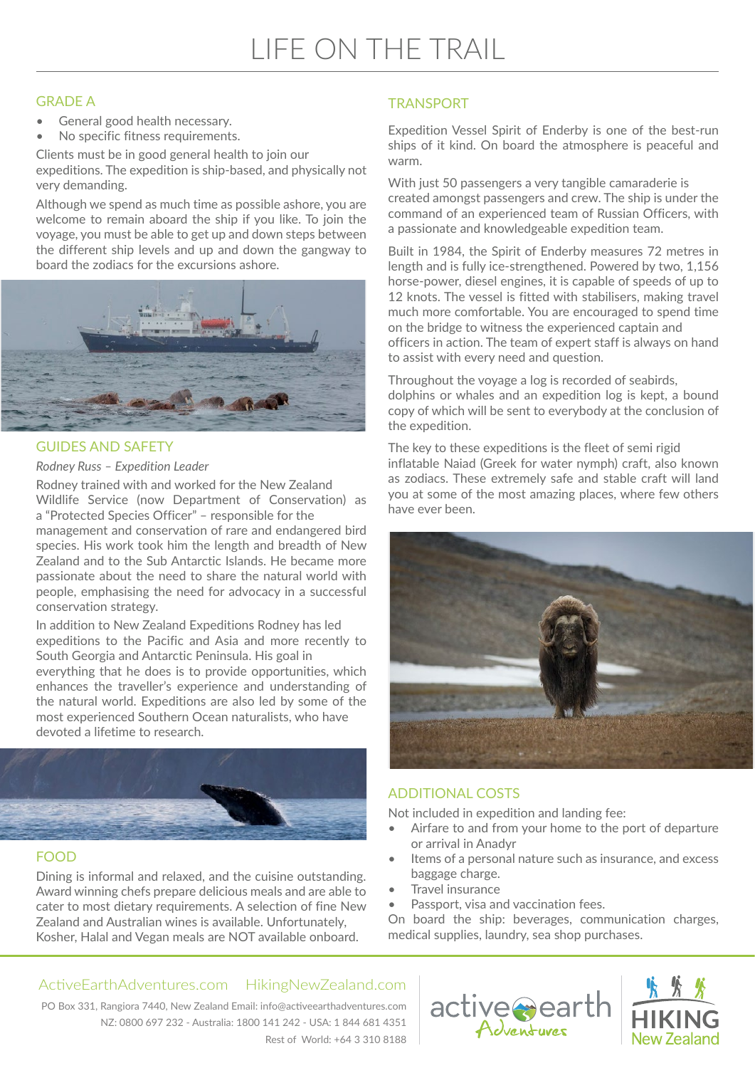# LIFE ON THE TRAIL

## GRADE A

- General good health necessary.
- No specific fitness requirements.

Clients must be in good general health to join our expeditions. The expedition is ship-based, and physically not very demanding.

Although we spend as much time as possible ashore, you are welcome to remain aboard the ship if you like. To join the voyage, you must be able to get up and down steps between the different ship levels and up and down the gangway to board the zodiacs for the excursions ashore.

## GUIDES AND SAFETY

*Rodney Russ – Expedition Leader*

Rodney trained with and worked for the New Zealand Wildlife Service (now Department of Conservation) as a "Protected Species Officer" – responsible for the management and conservation of rare and endangered bird species. His work took him the length and breadth of New Zealand and to the Sub Antarctic Islands. He became more passionate about the need to share the natural world with people, emphasising the need for advocacy in a successful conservation strategy.

In addition to New Zealand Expeditions Rodney has led expeditions to the Pacific and Asia and more recently to South Georgia and Antarctic Peninsula. His goal in everything that he does is to provide opportunities, which enhances the traveller's experience and understanding of the natural world. Expeditions are also led by some of the most experienced Southern Ocean naturalists, who have devoted a lifetime to research.

## FOOD

Dining is informal and relaxed, and the cuisine outstanding. Award winning chefs prepare delicious meals and are able to cater to most dietary requirements. A selection of fine New Zealand and Australian wines is available. Unfortunately, Kosher, Halal and Vegan meals are NOT available onboard.

## TRANSPORT

Expedition Vessel Spirit of Enderby is one of the best-run ships of it kind. On board the atmosphere is peaceful and warm.

With just 50 passengers a very tangible camaraderie is created amongst passengers and crew. The ship is under the command of an experienced team of Russian Officers, with a passionate and knowledgeable expedition team.

Built in 1984, the Spirit of Enderby measures 72 metres in length and is fully ice-strengthened. Powered by two, 1,156 horse-power, diesel engines, it is capable of speeds of up to 12 knots. The vessel is fitted with stabilisers, making travel much more comfortable. You are encouraged to spend time on the bridge to witness the experienced captain and officers in action. The team of expert staff is always on hand to assist with every need and question.

Throughout the voyage a log is recorded of seabirds, dolphins or whales and an expedition log is kept, a bound copy of which will be sent to everybody at the conclusion of the expedition.

The key to these expeditions is the fleet of semi rigid inflatable Naiad (Greek for water nymph) craft, also known as zodiacs. These extremely safe and stable craft will land you at some of the most amazing places, where few others have ever been.

## ADDITIONAL COSTS

Not included in expedition and landing fee:

- Airfare to and from your home to the port of departure or arrival in Anadyr
- Items of a personal nature such as insurance, and excess baggage charge.
- Travel insurance
- Passport, visa and vaccination fees.

On board the ship: beverages, communication charges, medical supplies, laundry, sea shop purchases.

ActiveEarthAdventures.com HikingNewZealand.com

PO Box 331, Rangiora 7440, New Zealand Email: info@activeearthadventures.com
NZ: 0800 697 232 - Australia: 1800 141 242 - USA: 1 844 681 4351
Rest of World: +64 3 310 8188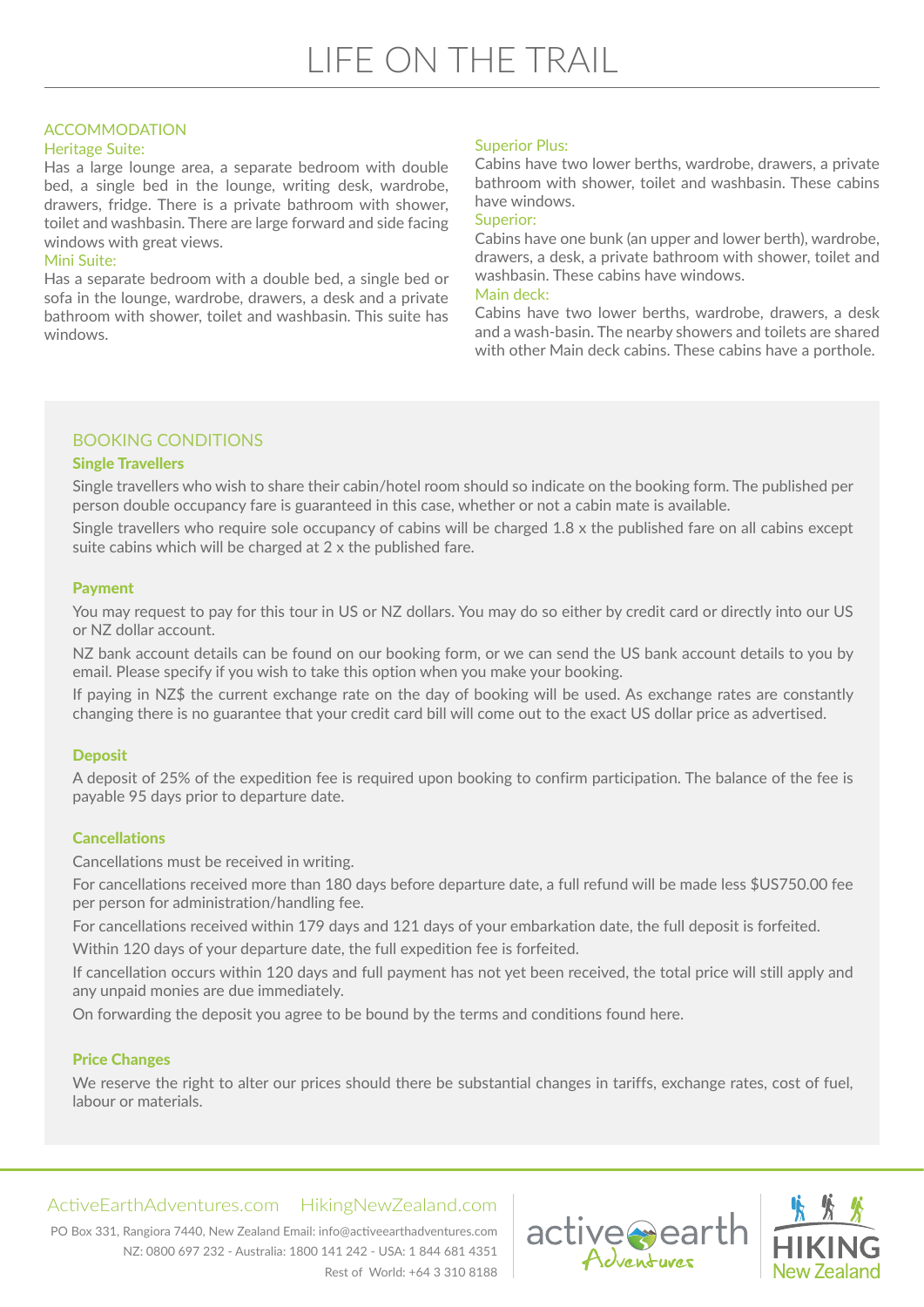# LIFE ON THE TRAIL

## ACCOMMODATION

### Heritage Suite:

Has a large lounge area, a separate bedroom with double bed, a single bed in the lounge, writing desk, wardrobe, drawers, fridge. There is a private bathroom with shower, toilet and washbasin. There are large forward and side facing windows with great views.

### Mini Suite:

Has a separate bedroom with a double bed, a single bed or sofa in the lounge, wardrobe, drawers, a desk and a private bathroom with shower, toilet and washbasin. This suite has windows.

### Superior Plus:

Cabins have two lower berths, wardrobe, drawers, a private bathroom with shower, toilet and washbasin. These cabins have windows.

### Superior:

Cabins have one bunk (an upper and lower berth), wardrobe, drawers, a desk, a private bathroom with shower, toilet and washbasin. These cabins have windows.

### Main deck:

Cabins have two lower berths, wardrobe, drawers, a desk and a wash-basin. The nearby showers and toilets are shared with other Main deck cabins. These cabins have a porthole.

## BOOKING CONDITIONS

### Single Travellers

Single travellers who wish to share their cabin/hotel room should so indicate on the booking form. The published per person double occupancy fare is guaranteed in this case, whether or not a cabin mate is available.

Single travellers who require sole occupancy of cabins will be charged 1.8 x the published fare on all cabins except suite cabins which will be charged at 2 x the published fare.

### Payment

You may request to pay for this tour in US or NZ dollars. You may do so either by credit card or directly into our US or NZ dollar account.

NZ bank account details can be found on our booking form, or we can send the US bank account details to you by email. Please specify if you wish to take this option when you make your booking.

If paying in NZ$ the current exchange rate on the day of booking will be used. As exchange rates are constantly changing there is no guarantee that your credit card bill will come out to the exact US dollar price as advertised.

### Deposit

A deposit of 25% of the expedition fee is required upon booking to confirm participation. The balance of the fee is payable 95 days prior to departure date.

### Cancellations

Cancellations must be received in writing.

For cancellations received more than 180 days before departure date, a full refund will be made less $US750.00 fee per person for administration/handling fee.

For cancellations received within 179 days and 121 days of your embarkation date, the full deposit is forfeited.

Within 120 days of your departure date, the full expedition fee is forfeited.

If cancellation occurs within 120 days and full payment has not yet been received, the total price will still apply and any unpaid monies are due immediately.

On forwarding the deposit you agree to be bound by the terms and conditions found here.

### Price Changes

We reserve the right to alter our prices should there be substantial changes in tariffs, exchange rates, cost of fuel, labour or materials.

ActiveEarthAdventures.com HikingNewZealand.com

PO Box 331, Rangiora 7440, New Zealand Email: info@activeearthadventures.com
NZ: 0800 697 232 - Australia: 1800 141 242 - USA: 1 844 681 4351
Rest of World: +64 3 310 8188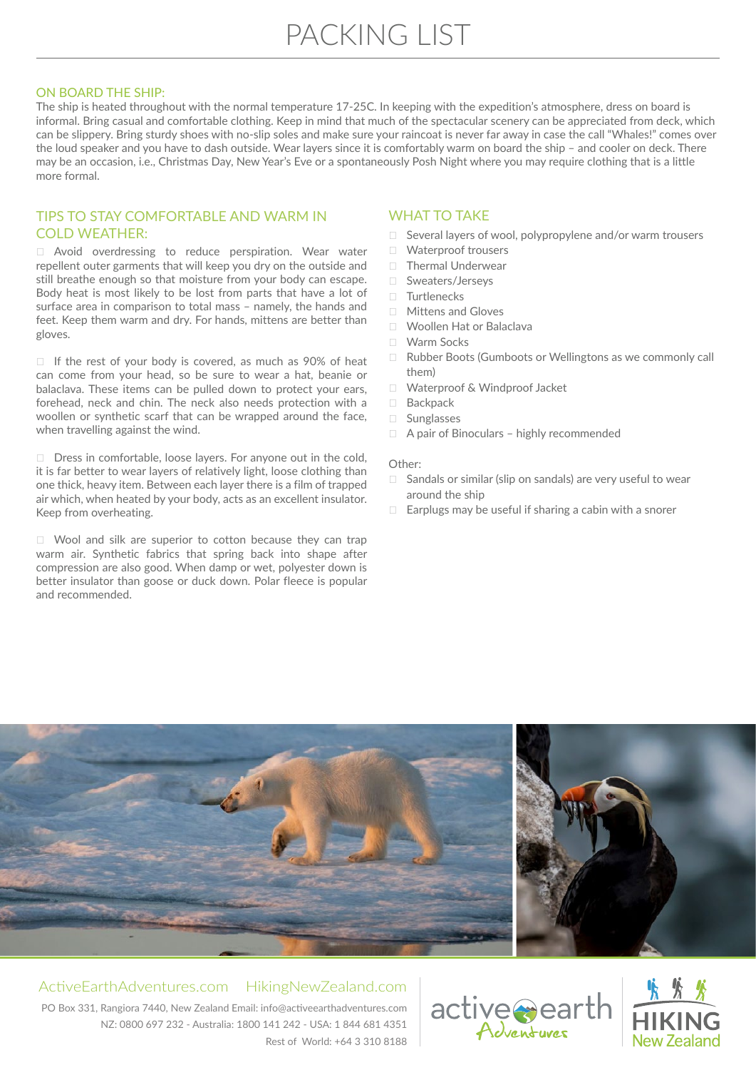# PACKING LIST

## ON BOARD THE SHIP:

The ship is heated throughout with the normal temperature 17-25C. In keeping with the expedition's atmosphere, dress on board is informal. Bring casual and comfortable clothing. Keep in mind that much of the spectacular scenery can be appreciated from deck, which can be slippery. Bring sturdy shoes with no-slip soles and make sure your raincoat is never far away in case the call "Whales!" comes over the loud speaker and you have to dash outside. Wear layers since it is comfortably warm on board the ship – and cooler on deck. There may be an occasion, i.e., Christmas Day, New Year's Eve or a spontaneously Posh Night where you may require clothing that is a little more formal.

## TIPS TO STAY COMFORTABLE AND WARM IN COLD WEATHER:

- Avoid overdressing to reduce perspiration. Wear water repellent outer garments that will keep you dry on the outside and still breathe enough so that moisture from your body can escape. Body heat is most likely to be lost from parts that have a lot of surface area in comparison to total mass – namely, the hands and feet. Keep them warm and dry. For hands, mittens are better than gloves.

- If the rest of your body is covered, as much as 90% of heat can come from your head, so be sure to wear a hat, beanie or balaclava. These items can be pulled down to protect your ears, forehead, neck and chin. The neck also needs protection with a woollen or synthetic scarf that can be wrapped around the face, when travelling against the wind.

- Dress in comfortable, loose layers. For anyone out in the cold, it is far better to wear layers of relatively light, loose clothing than one thick, heavy item. Between each layer there is a film of trapped air which, when heated by your body, acts as an excellent insulator. Keep from overheating.

- Wool and silk are superior to cotton because they can trap warm air. Synthetic fabrics that spring back into shape after compression are also good. When damp or wet, polyester down is better insulator than goose or duck down. Polar fleece is popular and recommended.

## WHAT TO TAKE

- Several layers of wool, polypropylene and/or warm trousers
- Waterproof trousers
- Thermal Underwear
- Sweaters/Jerseys
- Turtlenecks
- Mittens and Gloves
- Woollen Hat or Balaclava
- Warm Socks
- Rubber Boots (Gumboots or Wellingtons as we commonly call them)
- Waterproof & Windproof Jacket
- Backpack
- Sunglasses
- A pair of Binoculars – highly recommended

Other:

- Sandals or similar (slip on sandals) are very useful to wear around the ship
- Earplugs may be useful if sharing a cabin with a snorer

ActiveEarthAdventures.com HikingNewZealand.com

PO Box 331, Rangiora 7440, New Zealand Email: info@activeearthadventures.com
NZ: 0800 697 232 - Australia: 1800 141 242 - USA: 1 844 681 4351
Rest of World: +64 3 310 8188